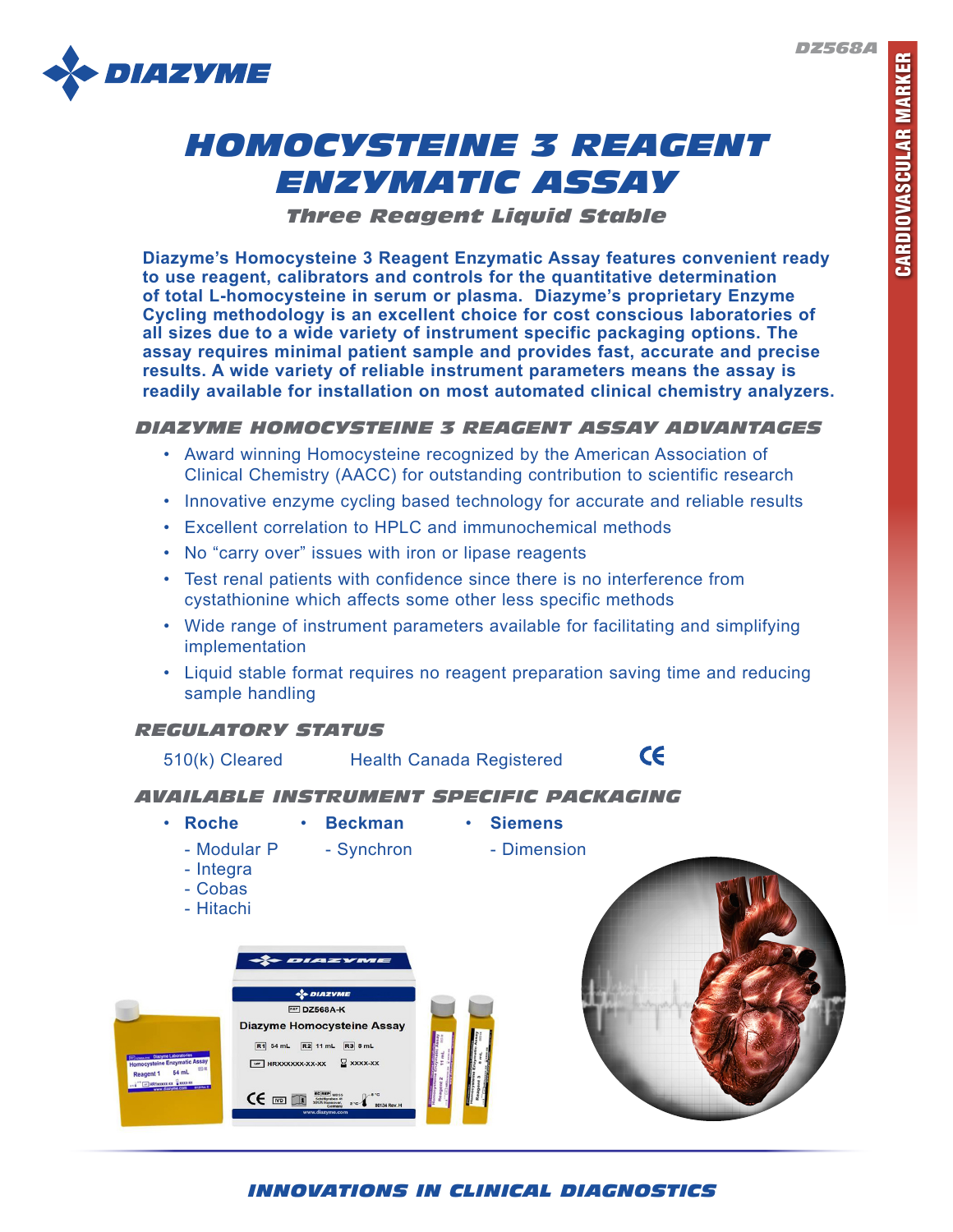DZ568A

# HOMOCYSTEINE 3 REAGENT ENZYMATIC ASSAY

### *Three Reagent Liquid Stable*

**Diazyme's Homocysteine 3 Reagent Enzymatic Assay features convenient ready to use reagent, calibrators and controls for the quantitative determination of total L-homocysteine in serum or plasma. Diazyme's proprietary Enzyme Cycling methodology is an excellent choice for cost conscious laboratories of all sizes due to a wide variety of instrument specific packaging options. The assay requires minimal patient sample and provides fast, accurate and precise results. A wide variety of reliable instrument parameters means the assay is readily available for installation on most automated clinical chemistry analyzers.**

## DIAZYME HOMOCYSTEINE 3 REAGENT ASSAY ADVANTAGES

- Award winning Homocysteine recognized by the American Association of Clinical Chemistry (AACC) for outstanding contribution to scientific research
- Innovative enzyme cycling based technology for accurate and reliable results
- Excellent correlation to HPLC and immunochemical methods
- No "carry over" issues with iron or lipase reagents
- Test renal patients with confidence since there is no interference from cystathionine which affects some other less specific methods
- Wide range of instrument parameters available for facilitating and simplifying implementation
- Liquid stable format requires no reagent preparation saving time and reducing sample handling

## REGULATORY STATUS

510(k) Cleared Health Canada Registered CE

## AVAILABLE INSTRUMENT SPECIFIC PACKAGING

- **Roche**
  - Modular P
  - Integra
  - Cobas
  - Hitachi
- **Beckman**
  - Synchron
- **Siemens**
  - Dimension

CARDIOVASCULAR MARKER

*INNOVATIONS IN CLINICAL DIAGNOSTICS*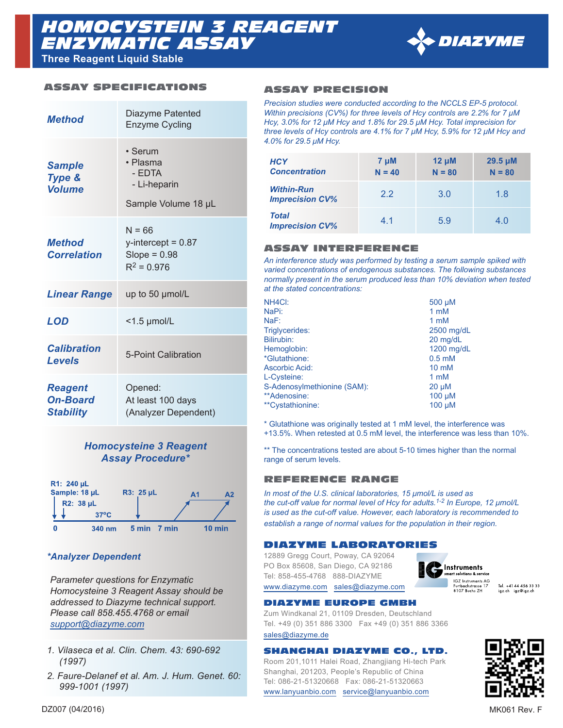# HOMOCYSTEIN 3 REAGENT ENZYMATIC ASSAY

**Three Reagent Liquid Stable**

DIAZYME

## ASSAY SPECIFICATIONS

| | |
|---|---|
| ***Method*** | Diazyme Patented Enzyme Cycling |
| ***Sample Type & Volume*** | • Serum<br>• Plasma<br>- EDTA<br>- Li-heparin<br><br>Sample Volume 18 µL |
| ***Method Correlation*** | N = 66<br>y-intercept = 0.87<br>Slope = 0.98<br>$R^2$ = 0.976 |
| ***Linear Range*** | up to 50 µmol/L |
| ***LOD*** | <1.5 µmol/L |
| ***Calibration Levels*** | 5-Point Calibration |
| ***Reagent On-Board Stability*** | Opened:<br>At least 100 days<br>(Analyzer Dependent) |

### *Homocysteine 3 Reagent Assay Procedure**

R1: 240 µL
Sample: 18 µL
R2: 38 µL
37°C
R3: 25 µL
A1
A2
0
340 nm
5 min
7 min
10 min

****Analyzer Dependent***

*Parameter questions for Enzymatic Homocysteine 3 Reagent Assay should be addressed to Diazyme technical support. Please call 858.455.4768 or email support@diazyme.com*

1. *Vilaseca et al. Clin. Chem. 43: 690-692 (1997)*
2. *Faure-Delanef et al. Am. J. Hum. Genet. 60: 999-1001 (1997)*

## ASSAY PRECISION

*Precision studies were conducted according to the NCCLS EP-5 protocol. Within precisions (CV%) for three levels of Hcy controls are 2.2% for 7 µM Hcy, 3.0% for 12 µM Hcy and 1.8% for 29.5 µM Hcy. Total imprecision for three levels of Hcy controls are 4.1% for 7 µM Hcy, 5.9% for 12 µM Hcy and 4.0% for 29.5 µM Hcy.*

| ***HCY Concentration*** | **7 µM N = 40** | **12 µM N = 80** | **29.5 µM N = 80** |
|---|---|---|---|
| ***Within-Run Imprecision CV%*** | 2.2 | 3.0 | 1.8 |
| ***Total Imprecision CV%*** | 4.1 | 5.9 | 4.0 |

## ASSAY INTERFERENCE

*An interference study was performed by testing a serum sample spiked with varied concentrations of endogenous substances. The following substances normally present in the serum produced less than 10% deviation when tested at the stated concentrations:*

| | |
|---|---|
| $NH_4Cl$: | 500 µM |
| NaPi: | 1 mM |
| NaF: | 1 mM |
| Triglycerides: | 2500 mg/dL |
| Bilirubin: | 20 mg/dL |
| Hemoglobin: | 1200 mg/dL |
| *Glutathione: | 0.5 mM |
| Ascorbic Acid: | 10 mM |
| L-Cysteine: | 1 mM |
| S-Adenosylmethionine (SAM): | 20 µM |
| **Adenosine: | 100 µM |
| **Cystathionine: | 100 µM |

* Glutathione was originally tested at 1 mM level, the interference was +13.5%. When retested at 0.5 mM level, the interference was less than 10%.

** The concentrations tested are about 5-10 times higher than the normal range of serum levels.

## REFERENCE RANGE

*In most of the U.S. clinical laboratories, 15 µmol/L is used as the cut-off value for normal level of Hcy for adults.[1-2] In Europe, 12 µmol/L is used as the cut-off value. However, each laboratory is recommended to establish a range of normal values for the population in their region.*

## DIAZYME LABORATORIES

12889 Gregg Court, Poway, CA 92064
PO Box 85608, San Diego, CA 92186
Tel: 858-455-4768 888-DIAZYME
www.diazyme.com sales@diazyme.com

IGZ Instruments smart solutions & service
IGZ Instruments AG
Furtbachstrasse 17
8107 Buchs ZH
Tel. +41 44 456 33 33
igz.ch igz@igz.ch

## DIAZYME EUROPE GMBH

Zum Windkanal 21, 01109 Dresden, Deutschland
Tel. +49 (0) 351 886 3300 Fax +49 (0) 351 886 3366
sales@diazyme.de

## SHANGHAI DIAZYME CO., LTD.

Room 201,1011 Halei Road, Zhangjiang Hi-tech Park
Shanghai, 201203, People's Republic of China
Tel: 086-21-51320668 Fax: 086-21-51320663
www.lanyuanbio.com service@lanyuanbio.com

DZ007 (04/2016)

MK061 Rev. F